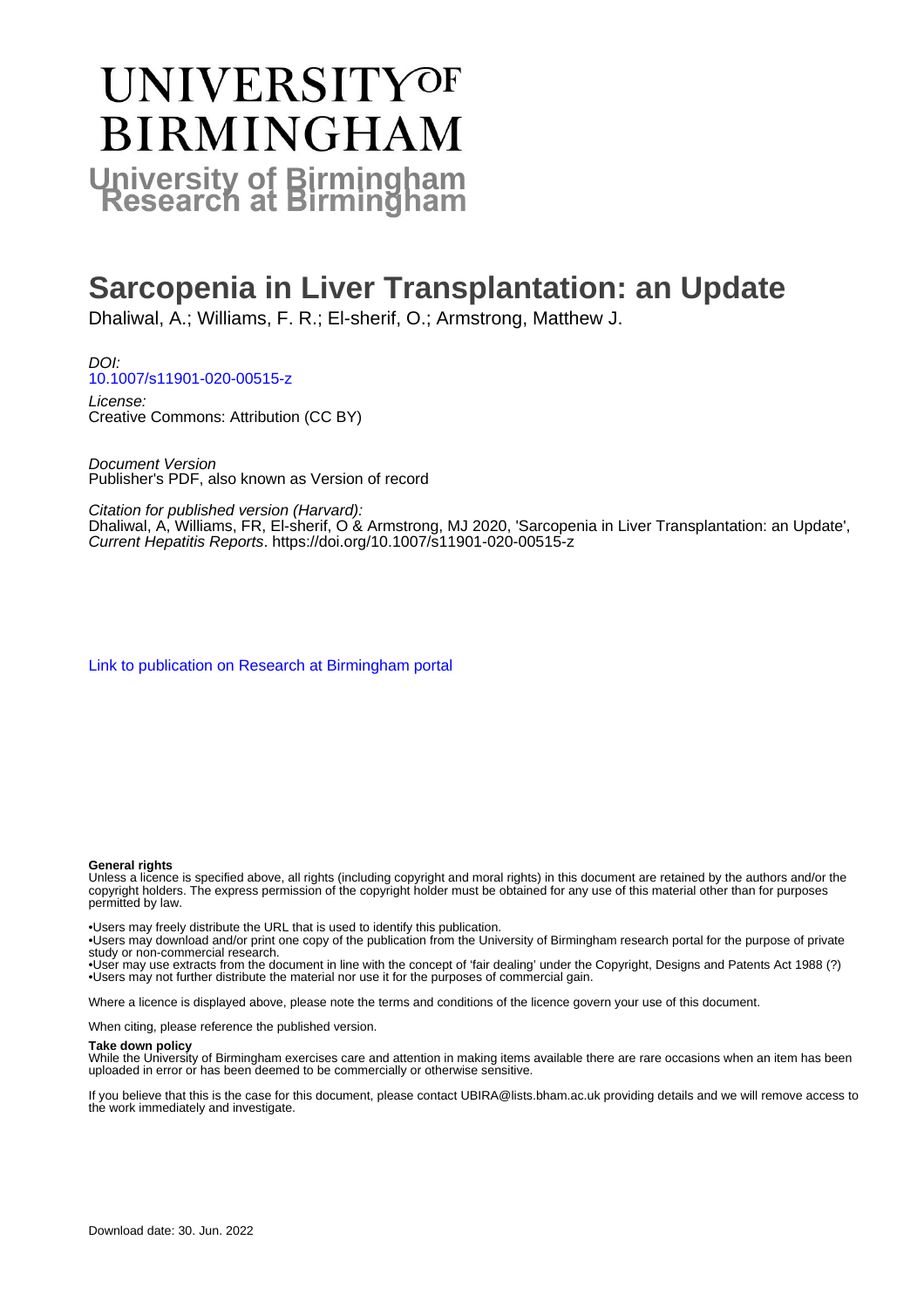# UNIVERSITY OF BIRMINGHAM

## University of Birmingham Research at Birmingham

# Sarcopenia in Liver Transplantation: an Update

Dhaliwal, A.; Williams, F. R.; El-sherif, O.; Armstrong, Matthew J.

*DOI:*
10.1007/s11901-020-00515-z

*License:*
Creative Commons: Attribution (CC BY)

*Document Version*
Publisher's PDF, also known as Version of record

*Citation for published version (Harvard):*
Dhaliwal, A, Williams, FR, El-sherif, O & Armstrong, MJ 2020, 'Sarcopenia in Liver Transplantation: an Update', *Current Hepatitis Reports*. https://doi.org/10.1007/s11901-020-00515-z

Link to publication on Research at Birmingham portal

**General rights**
Unless a licence is specified above, all rights (including copyright and moral rights) in this document are retained by the authors and/or the copyright holders. The express permission of the copyright holder must be obtained for any use of this material other than for purposes permitted by law.

•Users may freely distribute the URL that is used to identify this publication.
•Users may download and/or print one copy of the publication from the University of Birmingham research portal for the purpose of private study or non-commercial research.
•User may use extracts from the document in line with the concept of 'fair dealing' under the Copyright, Designs and Patents Act 1988 (?)
•Users may not further distribute the material nor use it for the purposes of commercial gain.

Where a licence is displayed above, please note the terms and conditions of the licence govern your use of this document.

When citing, please reference the published version.

**Take down policy**
While the University of Birmingham exercises care and attention in making items available there are rare occasions when an item has been uploaded in error or has been deemed to be commercially or otherwise sensitive.

If you believe that this is the case for this document, please contact UBIRA@lists.bham.ac.uk providing details and we will remove access to the work immediately and investigate.

Download date: 30. Jun. 2022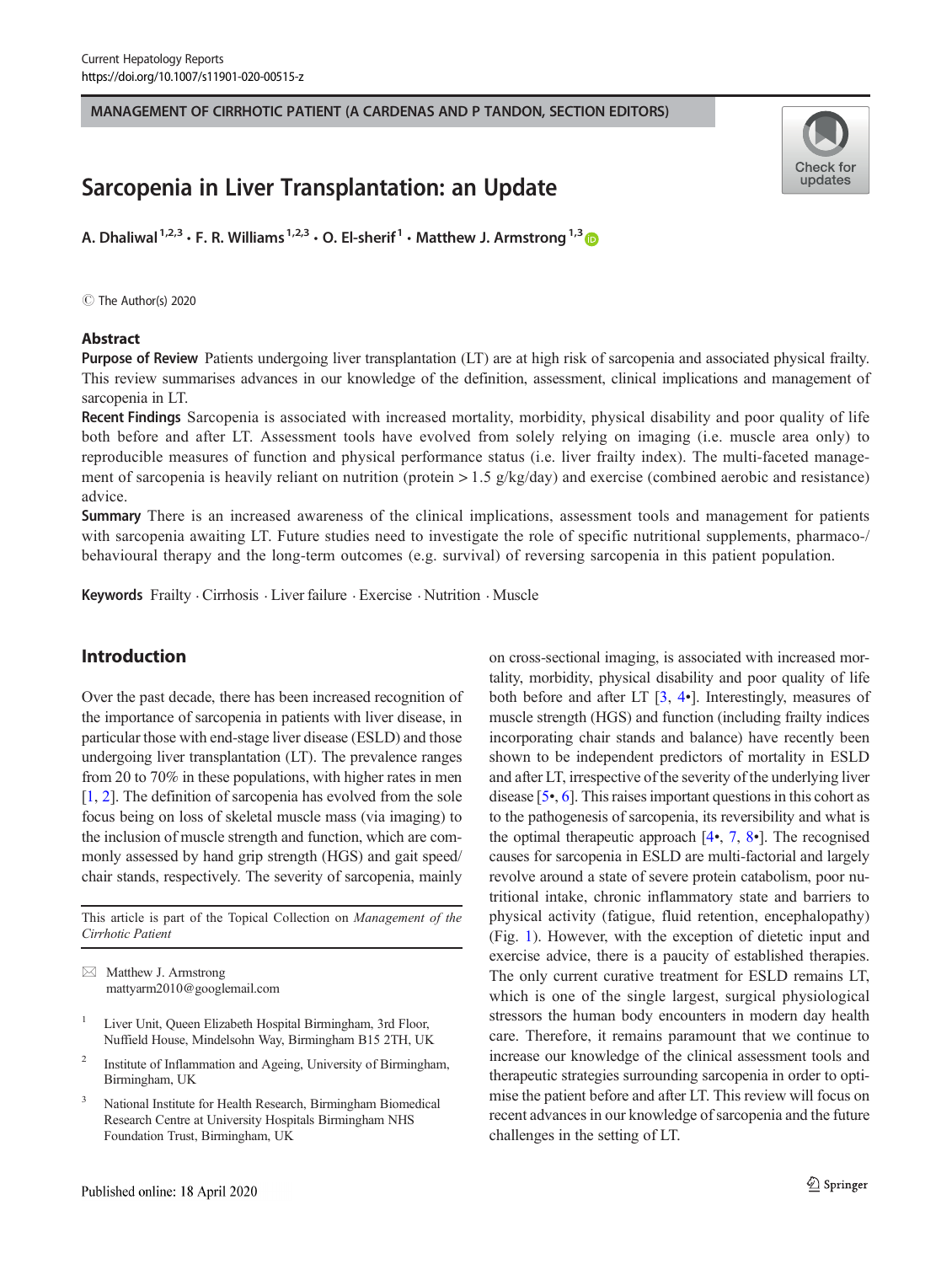MANAGEMENT OF CIRRHOTIC PATIENT (A CARDENAS AND P TANDON, SECTION EDITORS)

# Sarcopenia in Liver Transplantation: an Update

A. Dhaliwal[1,2,3] · F. R. Williams[1,2,3] · O. El-sherif[1] · Matthew J. Armstrong[1,3]

© The Author(s) 2020

## Abstract

**Purpose of Review** Patients undergoing liver transplantation (LT) are at high risk of sarcopenia and associated physical frailty. This review summarises advances in our knowledge of the definition, assessment, clinical implications and management of sarcopenia in LT.

**Recent Findings** Sarcopenia is associated with increased mortality, morbidity, physical disability and poor quality of life both before and after LT. Assessment tools have evolved from solely relying on imaging (i.e. muscle area only) to reproducible measures of function and physical performance status (i.e. liver frailty index). The multi-faceted management of sarcopenia is heavily reliant on nutrition (protein > 1.5 g/kg/day) and exercise (combined aerobic and resistance) advice.

**Summary** There is an increased awareness of the clinical implications, assessment tools and management for patients with sarcopenia awaiting LT. Future studies need to investigate the role of specific nutritional supplements, pharmaco-/behavioural therapy and the long-term outcomes (e.g. survival) of reversing sarcopenia in this patient population.

**Keywords** Frailty · Cirrhosis · Liver failure · Exercise · Nutrition · Muscle

## Introduction

Over the past decade, there has been increased recognition of the importance of sarcopenia in patients with liver disease, in particular those with end-stage liver disease (ESLD) and those undergoing liver transplantation (LT). The prevalence ranges from 20 to 70% in these populations, with higher rates in men [1, 2]. The definition of sarcopenia has evolved from the sole focus being on loss of skeletal muscle mass (via imaging) to the inclusion of muscle strength and function, which are commonly assessed by hand grip strength (HGS) and gait speed/chair stands, respectively. The severity of sarcopenia, mainly on cross-sectional imaging, is associated with increased mortality, morbidity, physical disability and poor quality of life both before and after LT [3, 4•]. Interestingly, measures of muscle strength (HGS) and function (including frailty indices incorporating chair stands and balance) have recently been shown to be independent predictors of mortality in ESLD and after LT, irrespective of the severity of the underlying liver disease [5•, 6]. This raises important questions in this cohort as to the pathogenesis of sarcopenia, its reversibility and what is the optimal therapeutic approach [4•, 7, 8•]. The recognised causes for sarcopenia in ESLD are multi-factorial and largely revolve around a state of severe protein catabolism, poor nutritional intake, chronic inflammatory state and barriers to physical activity (fatigue, fluid retention, encephalopathy) (Fig. 1). However, with the exception of dietetic input and exercise advice, there is a paucity of established therapies. The only current curative treatment for ESLD remains LT, which is one of the single largest, surgical physiological stressors the human body encounters in modern day health care. Therefore, it remains paramount that we continue to increase our knowledge of the clinical assessment tools and therapeutic strategies surrounding sarcopenia in order to optimise the patient before and after LT. This review will focus on recent advances in our knowledge of sarcopenia and the future challenges in the setting of LT.

This article is part of the Topical Collection on *Management of the Cirrhotic Patient*

✉ Matthew J. Armstrong
mattyarm2010@googlemail.com

[1] Liver Unit, Queen Elizabeth Hospital Birmingham, 3rd Floor, Nuffield House, Mindelsohn Way, Birmingham B15 2TH, UK

[2] Institute of Inflammation and Ageing, University of Birmingham, Birmingham, UK

[3] National Institute for Health Research, Birmingham Biomedical Research Centre at University Hospitals Birmingham NHS Foundation Trust, Birmingham, UK

Published online: 18 April 2020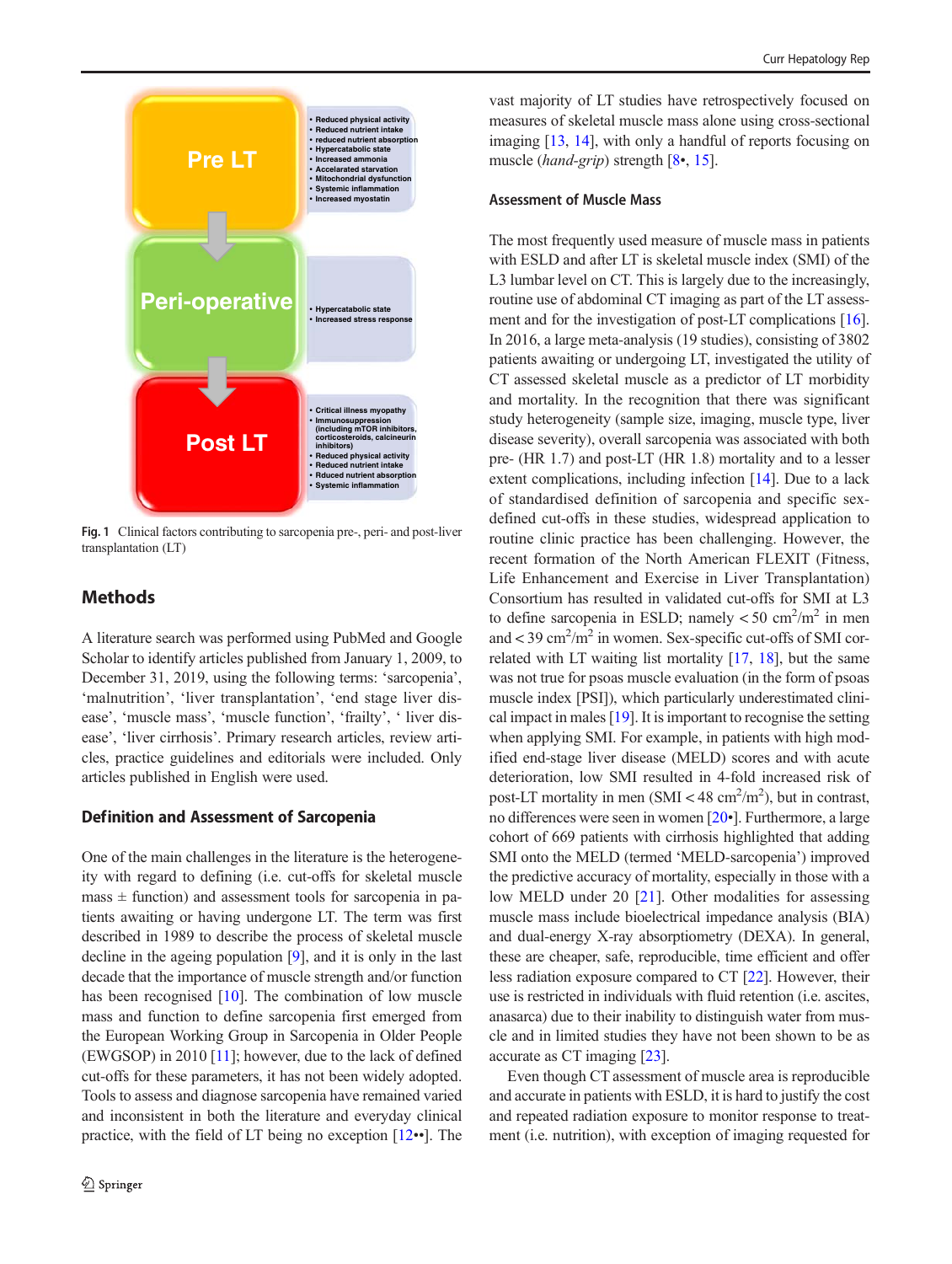- Reduced physical activity
- Reduced nutrient intake
- reduced nutrient absorption
- Hypercatabolic state
- Increased ammonia
- Accelarated starvation
- Mitochondrial dysfunction
- Systemic inflammation
- Increased myostatin

**Pre LT**

**Peri-operative**

- Hypercatabolic state
- Increased stress response

**Post LT**

- Critical illness myopathy
- Immunosuppression (including mTOR inhibitors, corticosteroids, calcineurin inhibitors)
- Reduced physical activity
- Reduced nutrient intake
- Rduced nutrient absorption
- Systemic inflammation

**Fig. 1** Clinical factors contributing to sarcopenia pre-, peri- and post-liver transplantation (LT)

## Methods

A literature search was performed using PubMed and Google Scholar to identify articles published from January 1, 2009, to December 31, 2019, using the following terms: 'sarcopenia', 'malnutrition', 'liver transplantation', 'end stage liver disease', 'muscle mass', 'muscle function', 'frailty', ' liver disease', 'liver cirrhosis'. Primary research articles, review articles, practice guidelines and editorials were included. Only articles published in English were used.

### Definition and Assessment of Sarcopenia

One of the main challenges in the literature is the heterogeneity with regard to defining (i.e. cut-offs for skeletal muscle mass ± function) and assessment tools for sarcopenia in patients awaiting or having undergone LT. The term was first described in 1989 to describe the process of skeletal muscle decline in the ageing population [9], and it is only in the last decade that the importance of muscle strength and/or function has been recognised [10]. The combination of low muscle mass and function to define sarcopenia first emerged from the European Working Group in Sarcopenia in Older People (EWGSOP) in 2010 [11]; however, due to the lack of defined cut-offs for these parameters, it has not been widely adopted. Tools to assess and diagnose sarcopenia have remained varied and inconsistent in both the literature and everyday clinical practice, with the field of LT being no exception [12••]. The vast majority of LT studies have retrospectively focused on measures of skeletal muscle mass alone using cross-sectional imaging [13, 14], with only a handful of reports focusing on muscle (*hand-grip*) strength [8•, 15].

### Assessment of Muscle Mass

The most frequently used measure of muscle mass in patients with ESLD and after LT is skeletal muscle index (SMI) of the L3 lumbar level on CT. This is largely due to the increasingly, routine use of abdominal CT imaging as part of the LT assessment and for the investigation of post-LT complications [16]. In 2016, a large meta-analysis (19 studies), consisting of 3802 patients awaiting or undergoing LT, investigated the utility of CT assessed skeletal muscle as a predictor of LT morbidity and mortality. In the recognition that there was significant study heterogeneity (sample size, imaging, muscle type, liver disease severity), overall sarcopenia was associated with both pre- (HR 1.7) and post-LT (HR 1.8) mortality and to a lesser extent complications, including infection [14]. Due to a lack of standardised definition of sarcopenia and specific sex-defined cut-offs in these studies, widespread application to routine clinic practice has been challenging. However, the recent formation of the North American FLEXIT (Fitness, Life Enhancement and Exercise in Liver Transplantation) Consortium has resulted in validated cut-offs for SMI at L3 to define sarcopenia in ESLD; namely $< 50$ cm$^2$/m$^2$ in men and $< 39$ cm$^2$/m$^2$ in women. Sex-specific cut-offs of SMI correlated with LT waiting list mortality [17, 18], but the same was not true for psoas muscle evaluation (in the form of psoas muscle index [PSI]), which particularly underestimated clinical impact in males [19]. It is important to recognise the setting when applying SMI. For example, in patients with high model end-stage liver disease (MELD) scores and with acute deterioration, low SMI resulted in 4-fold increased risk of post-LT mortality in men (SMI $< 48$ cm$^2$/m$^2$), but in contrast, no differences were seen in women [20•]. Furthermore, a large cohort of 669 patients with cirrhosis highlighted that adding SMI onto the MELD (termed 'MELD-sarcopenia') improved the predictive accuracy of mortality, especially in those with a low MELD under 20 [21]. Other modalities for assessing muscle mass include bioelectrical impedance analysis (BIA) and dual-energy X-ray absorptiometry (DEXA). In general, these are cheaper, safe, reproducible, time efficient and offer less radiation exposure compared to CT [22]. However, their use is restricted in individuals with fluid retention (i.e. ascites, anasarca) due to their inability to distinguish water from muscle and in limited studies they have not been shown to be as accurate as CT imaging [23].

Even though CT assessment of muscle area is reproducible and accurate in patients with ESLD, it is hard to justify the cost and repeated radiation exposure to monitor response to treatment (i.e. nutrition), with exception of imaging requested for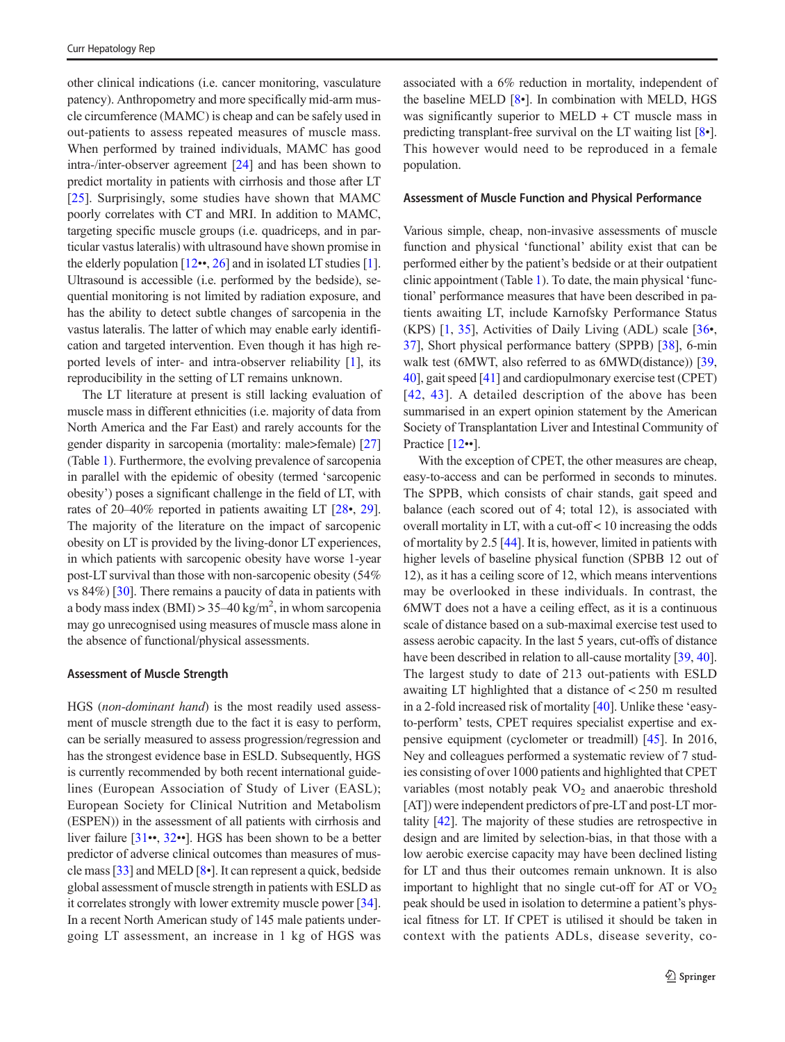other clinical indications (i.e. cancer monitoring, vasculature patency). Anthropometry and more specifically mid-arm muscle circumference (MAMC) is cheap and can be safely used in out-patients to assess repeated measures of muscle mass. When performed by trained individuals, MAMC has good intra-/inter-observer agreement [24] and has been shown to predict mortality in patients with cirrhosis and those after LT [25]. Surprisingly, some studies have shown that MAMC poorly correlates with CT and MRI. In addition to MAMC, targeting specific muscle groups (i.e. quadriceps, and in particular vastus lateralis) with ultrasound have shown promise in the elderly population [12••, 26] and in isolated LT studies [1]. Ultrasound is accessible (i.e. performed by the bedside), sequential monitoring is not limited by radiation exposure, and has the ability to detect subtle changes of sarcopenia in the vastus lateralis. The latter of which may enable early identification and targeted intervention. Even though it has high reported levels of inter- and intra-observer reliability [1], its reproducibility in the setting of LT remains unknown.

The LT literature at present is still lacking evaluation of muscle mass in different ethnicities (i.e. majority of data from North America and the Far East) and rarely accounts for the gender disparity in sarcopenia (mortality: male>female) [27] (Table 1). Furthermore, the evolving prevalence of sarcopenia in parallel with the epidemic of obesity (termed 'sarcopenic obesity') poses a significant challenge in the field of LT, with rates of 20–40% reported in patients awaiting LT [28•, 29]. The majority of the literature on the impact of sarcopenic obesity on LT is provided by the living-donor LT experiences, in which patients with sarcopenic obesity have worse 1-year post-LT survival than those with non-sarcopenic obesity (54% vs 84%) [30]. There remains a paucity of data in patients with a body mass index (BMI) > 35–40 kg/m$^2$, in whom sarcopenia may go unrecognised using measures of muscle mass alone in the absence of functional/physical assessments.

### Assessment of Muscle Strength

HGS (*non-dominant hand*) is the most readily used assessment of muscle strength due to the fact it is easy to perform, can be serially measured to assess progression/regression and has the strongest evidence base in ESLD. Subsequently, HGS is currently recommended by both recent international guidelines (European Association of Study of Liver (EASL); European Society for Clinical Nutrition and Metabolism (ESPEN)) in the assessment of all patients with cirrhosis and liver failure [31••, 32••]. HGS has been shown to be a better predictor of adverse clinical outcomes than measures of muscle mass [33] and MELD [8•]. It can represent a quick, bedside global assessment of muscle strength in patients with ESLD as it correlates strongly with lower extremity muscle power [34]. In a recent North American study of 145 male patients undergoing LT assessment, an increase in 1 kg of HGS was associated with a 6% reduction in mortality, independent of the baseline MELD [8•]. In combination with MELD, HGS was significantly superior to MELD + CT muscle mass in predicting transplant-free survival on the LT waiting list [8•]. This however would need to be reproduced in a female population.

### Assessment of Muscle Function and Physical Performance

Various simple, cheap, non-invasive assessments of muscle function and physical 'functional' ability exist that can be performed either by the patient's bedside or at their outpatient clinic appointment (Table 1). To date, the main physical 'functional' performance measures that have been described in patients awaiting LT, include Karnofsky Performance Status (KPS) [1, 35], Activities of Daily Living (ADL) scale [36•, 37], Short physical performance battery (SPPB) [38], 6-min walk test (6MWT, also referred to as 6MWD(distance)) [39, 40], gait speed [41] and cardiopulmonary exercise test (CPET) [42, 43]. A detailed description of the above has been summarised in an expert opinion statement by the American Society of Transplantation Liver and Intestinal Community of Practice [12••].

With the exception of CPET, the other measures are cheap, easy-to-access and can be performed in seconds to minutes. The SPPB, which consists of chair stands, gait speed and balance (each scored out of 4; total 12), is associated with overall mortality in LT, with a cut-off < 10 increasing the odds of mortality by 2.5 [44]. It is, however, limited in patients with higher levels of baseline physical function (SPBB 12 out of 12), as it has a ceiling score of 12, which means interventions may be overlooked in these individuals. In contrast, the 6MWT does not a have a ceiling effect, as it is a continuous scale of distance based on a sub-maximal exercise test used to assess aerobic capacity. In the last 5 years, cut-offs of distance have been described in relation to all-cause mortality [39, 40]. The largest study to date of 213 out-patients with ESLD awaiting LT highlighted that a distance of < 250 m resulted in a 2-fold increased risk of mortality [40]. Unlike these 'easy-to-perform' tests, CPET requires specialist expertise and expensive equipment (cyclometer or treadmill) [45]. In 2016, Ney and colleagues performed a systematic review of 7 studies consisting of over 1000 patients and highlighted that CPET variables (most notably peak $VO_2$ and anaerobic threshold [AT]) were independent predictors of pre-LT and post-LT mortality [42]. The majority of these studies are retrospective in design and are limited by selection-bias, in that those with a low aerobic exercise capacity may have been declined listing for LT and thus their outcomes remain unknown. It is also important to highlight that no single cut-off for AT or $VO_2$ peak should be used in isolation to determine a patient's physical fitness for LT. If CPET is utilised it should be taken in context with the patients ADLs, disease severity, co-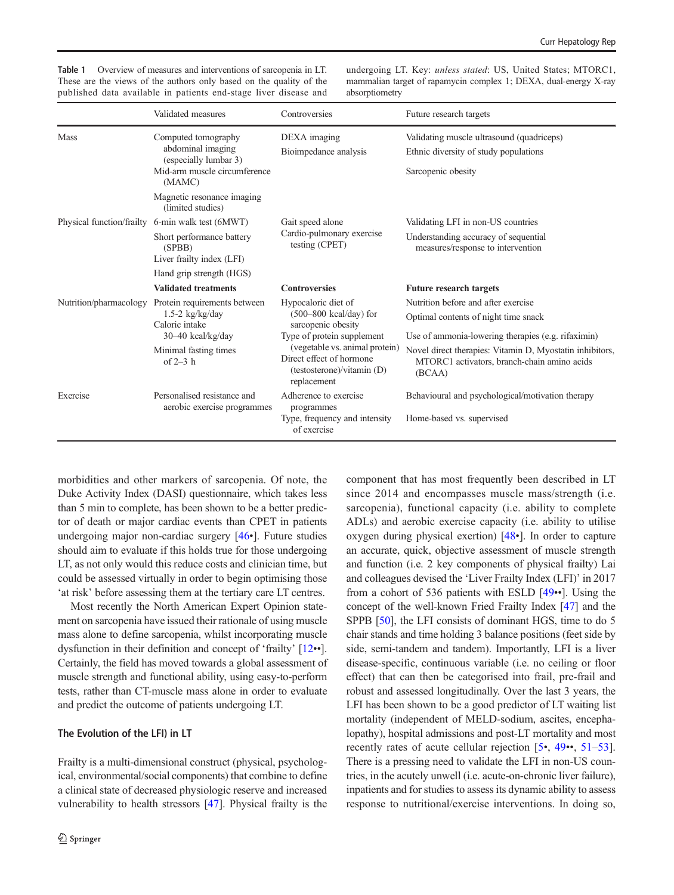**Table 1** Overview of measures and interventions of sarcopenia in LT. These are the views of the authors only based on the quality of the published data available in patients end-stage liver disease and undergoing LT. Key: *unless stated*: US, United States; MTORC1, mammalian target of rapamycin complex 1; DEXA, dual-energy X-ray absorptiometry

| | Validated measures | Controversies | Future research targets |
|---|---|---|---|
| Mass | Computed tomography abdominal imaging (especially lumbar 3) | DEXA imaging | Validating muscle ultrasound (quadriceps) |
| | Mid-arm muscle circumference (MAMC) | Bioimpedance analysis | Ethnic diversity of study populations |
| | Magnetic resonance imaging (limited studies) | | Sarcopenic obesity |
| Physical function/frailty | 6-min walk test (6MWT) | Gait speed alone | Validating LFI in non-US countries |
| | Short performance battery (SPBB) | Cardio-pulmonary exercise testing (CPET) | Understanding accuracy of sequential measures/response to intervention |
| | Liver frailty index (LFI) | | |
| | Hand grip strength (HGS) | | |
| | **Validated treatments** | **Controversies** | **Future research targets** |
| Nutrition/pharmacology | Protein requirements between 1.5-2 kg/kg/day | Hypocaloric diet of (500–800 kcal/day) for sarcopenic obesity | Nutrition before and after exercise |
| | Caloric intake 30–40 kcal/kg/day | Type of protein supplement (vegetable vs. animal protein) | Optimal contents of night time snack |
| | Minimal fasting times of 2–3 h | Direct effect of hormone (testosterone)/vitamin (D) replacement | Use of ammonia-lowering therapies (e.g. rifaximin) |
| | | | Novel direct therapies: Vitamin D, Myostatin inhibitors, MTORC1 activators, branch-chain amino acids (BCAA) |
| Exercise | Personalised resistance and aerobic exercise programmes | Adherence to exercise programmes | Behavioural and psychological/motivation therapy |
| | | Type, frequency and intensity of exercise | Home-based vs. supervised |

morbidities and other markers of sarcopenia. Of note, the Duke Activity Index (DASI) questionnaire, which takes less than 5 min to complete, has been shown to be a better predictor of death or major cardiac events than CPET in patients undergoing major non-cardiac surgery [46•]. Future studies should aim to evaluate if this holds true for those undergoing LT, as not only would this reduce costs and clinician time, but could be assessed virtually in order to begin optimising those 'at risk' before assessing them at the tertiary care LT centres.

Most recently the North American Expert Opinion statement on sarcopenia have issued their rationale of using muscle mass alone to define sarcopenia, whilst incorporating muscle dysfunction in their definition and concept of 'frailty' [12••]. Certainly, the field has moved towards a global assessment of muscle strength and functional ability, using easy-to-perform tests, rather than CT-muscle mass alone in order to evaluate and predict the outcome of patients undergoing LT.

### The Evolution of the LFI) in LT

Frailty is a multi-dimensional construct (physical, psychological, environmental/social components) that combine to define a clinical state of decreased physiologic reserve and increased vulnerability to health stressors [47]. Physical frailty is the component that has most frequently been described in LT since 2014 and encompasses muscle mass/strength (i.e. sarcopenia), functional capacity (i.e. ability to complete ADLs) and aerobic exercise capacity (i.e. ability to utilise oxygen during physical exertion) [48•]. In order to capture an accurate, quick, objective assessment of muscle strength and function (i.e. 2 key components of physical frailty) Lai and colleagues devised the 'Liver Frailty Index (LFI)' in 2017 from a cohort of 536 patients with ESLD [49••]. Using the concept of the well-known Fried Frailty Index [47] and the SPPB [50], the LFI consists of dominant HGS, time to do 5 chair stands and time holding 3 balance positions (feet side by side, semi-tandem and tandem). Importantly, LFI is a liver disease-specific, continuous variable (i.e. no ceiling or floor effect) that can then be categorised into frail, pre-frail and robust and assessed longitudinally. Over the last 3 years, the LFI has been shown to be a good predictor of LT waiting list mortality (independent of MELD-sodium, ascites, encephalopathy), hospital admissions and post-LT mortality and most recently rates of acute cellular rejection [5•, 49••, 51–53]. There is a pressing need to validate the LFI in non-US countries, in the acutely unwell (i.e. acute-on-chronic liver failure), inpatients and for studies to assess its dynamic ability to assess response to nutritional/exercise interventions. In doing so,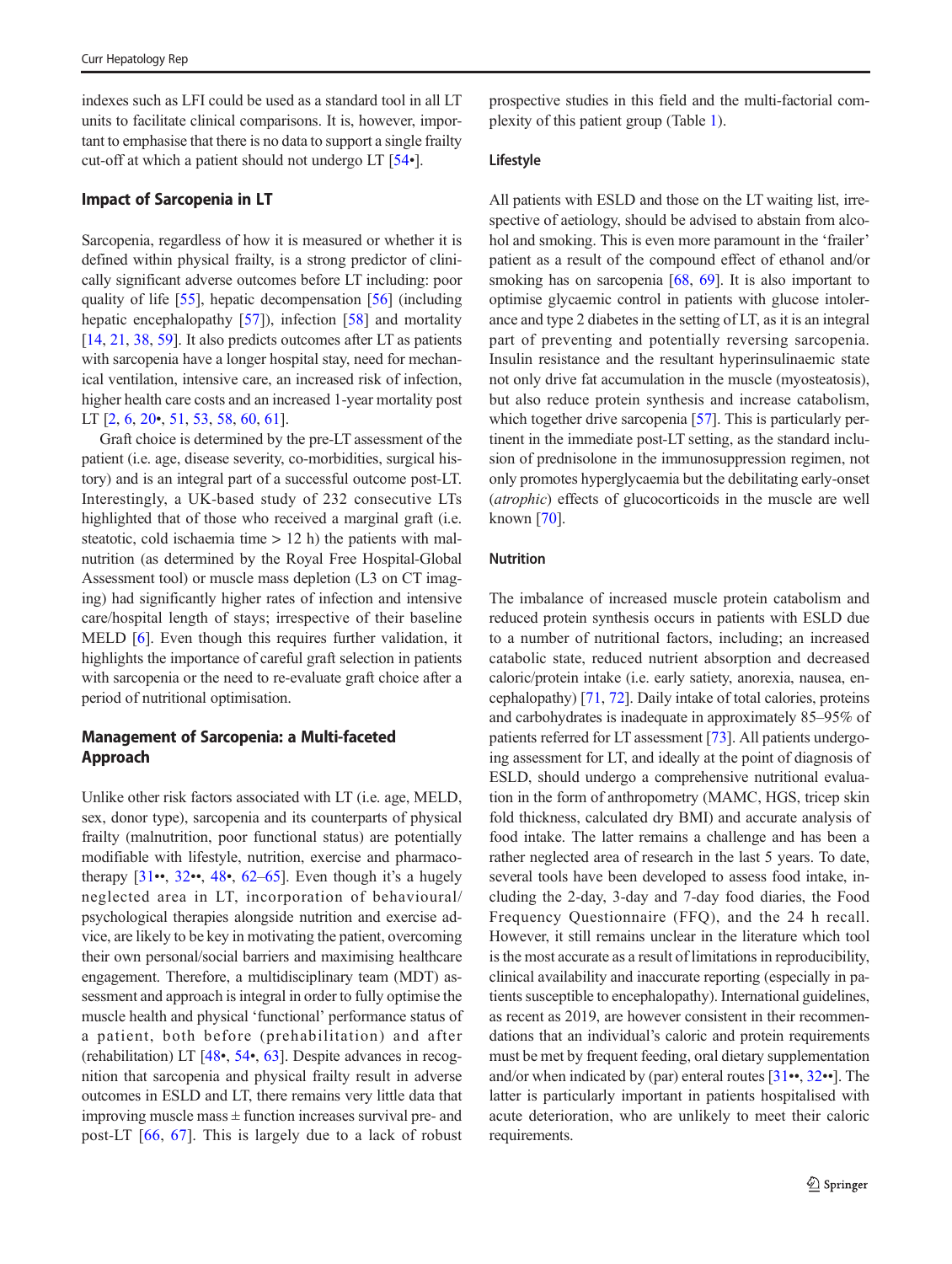indexes such as LFI could be used as a standard tool in all LT units to facilitate clinical comparisons. It is, however, important to emphasise that there is no data to support a single frailty cut-off at which a patient should not undergo LT [54•].

## Impact of Sarcopenia in LT

Sarcopenia, regardless of how it is measured or whether it is defined within physical frailty, is a strong predictor of clinically significant adverse outcomes before LT including: poor quality of life [55], hepatic decompensation [56] (including hepatic encephalopathy [57]), infection [58] and mortality [14, 21, 38, 59]. It also predicts outcomes after LT as patients with sarcopenia have a longer hospital stay, need for mechanical ventilation, intensive care, an increased risk of infection, higher health care costs and an increased 1-year mortality post LT [2, 6, 20•, 51, 53, 58, 60, 61].

Graft choice is determined by the pre-LT assessment of the patient (i.e. age, disease severity, co-morbidities, surgical history) and is an integral part of a successful outcome post-LT. Interestingly, a UK-based study of 232 consecutive LTs highlighted that of those who received a marginal graft (i.e. steatotic, cold ischaemia time > 12 h) the patients with malnutrition (as determined by the Royal Free Hospital-Global Assessment tool) or muscle mass depletion (L3 on CT imaging) had significantly higher rates of infection and intensive care/hospital length of stays; irrespective of their baseline MELD [6]. Even though this requires further validation, it highlights the importance of careful graft selection in patients with sarcopenia or the need to re-evaluate graft choice after a period of nutritional optimisation.

## Management of Sarcopenia: a Multi-faceted Approach

Unlike other risk factors associated with LT (i.e. age, MELD, sex, donor type), sarcopenia and its counterparts of physical frailty (malnutrition, poor functional status) are potentially modifiable with lifestyle, nutrition, exercise and pharmacotherapy [31••, 32••, 48•, 62–65]. Even though it's a hugely neglected area in LT, incorporation of behavioural/psychological therapies alongside nutrition and exercise advice, are likely to be key in motivating the patient, overcoming their own personal/social barriers and maximising healthcare engagement. Therefore, a multidisciplinary team (MDT) assessment and approach is integral in order to fully optimise the muscle health and physical 'functional' performance status of a patient, both before (prehabilitation) and after (rehabilitation) LT [48•, 54•, 63]. Despite advances in recognition that sarcopenia and physical frailty result in adverse outcomes in ESLD and LT, there remains very little data that improving muscle mass ± function increases survival pre- and post-LT [66, 67]. This is largely due to a lack of robust prospective studies in this field and the multi-factorial complexity of this patient group (Table 1).

### Lifestyle

All patients with ESLD and those on the LT waiting list, irrespective of aetiology, should be advised to abstain from alcohol and smoking. This is even more paramount in the 'frailer' patient as a result of the compound effect of ethanol and/or smoking has on sarcopenia [68, 69]. It is also important to optimise glycaemic control in patients with glucose intolerance and type 2 diabetes in the setting of LT, as it is an integral part of preventing and potentially reversing sarcopenia. Insulin resistance and the resultant hyperinsulinaemic state not only drive fat accumulation in the muscle (myosteatosis), but also reduce protein synthesis and increase catabolism, which together drive sarcopenia [57]. This is particularly pertinent in the immediate post-LT setting, as the standard inclusion of prednisolone in the immunosuppression regimen, not only promotes hyperglycaemia but the debilitating early-onset (*atrophic*) effects of glucocorticoids in the muscle are well known [70].

### Nutrition

The imbalance of increased muscle protein catabolism and reduced protein synthesis occurs in patients with ESLD due to a number of nutritional factors, including; an increased catabolic state, reduced nutrient absorption and decreased caloric/protein intake (i.e. early satiety, anorexia, nausea, encephalopathy) [71, 72]. Daily intake of total calories, proteins and carbohydrates is inadequate in approximately 85–95% of patients referred for LT assessment [73]. All patients undergoing assessment for LT, and ideally at the point of diagnosis of ESLD, should undergo a comprehensive nutritional evaluation in the form of anthropometry (MAMC, HGS, tricep skin fold thickness, calculated dry BMI) and accurate analysis of food intake. The latter remains a challenge and has been a rather neglected area of research in the last 5 years. To date, several tools have been developed to assess food intake, including the 2-day, 3-day and 7-day food diaries, the Food Frequency Questionnaire (FFQ), and the 24 h recall. However, it still remains unclear in the literature which tool is the most accurate as a result of limitations in reproducibility, clinical availability and inaccurate reporting (especially in patients susceptible to encephalopathy). International guidelines, as recent as 2019, are however consistent in their recommendations that an individual's caloric and protein requirements must be met by frequent feeding, oral dietary supplementation and/or when indicated by (par) enteral routes [31••, 32••]. The latter is particularly important in patients hospitalised with acute deterioration, who are unlikely to meet their caloric requirements.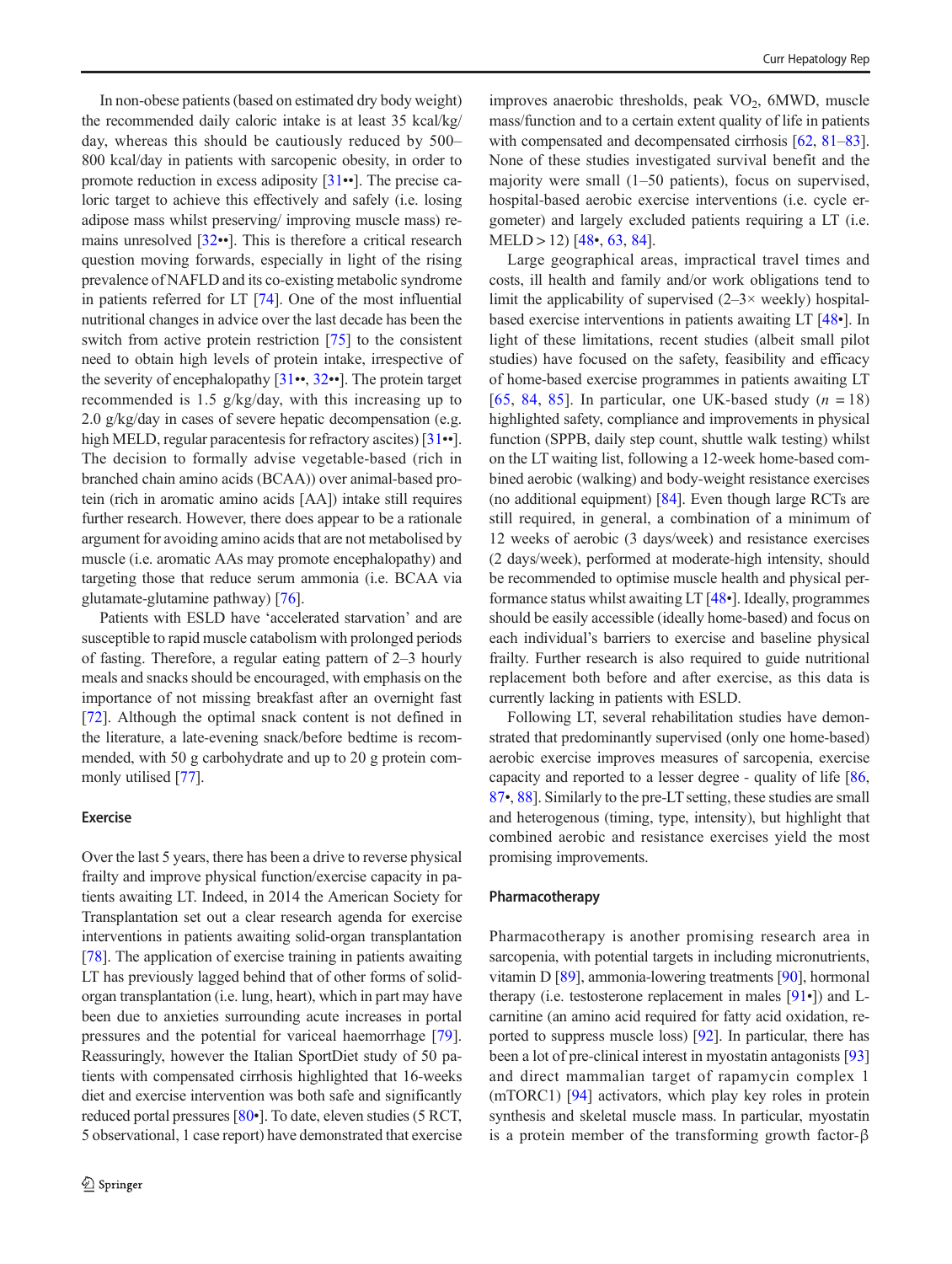In non-obese patients (based on estimated dry body weight) the recommended daily caloric intake is at least 35 kcal/kg/day, whereas this should be cautiously reduced by 500–800 kcal/day in patients with sarcopenic obesity, in order to promote reduction in excess adiposity [31••]. The precise caloric target to achieve this effectively and safely (i.e. losing adipose mass whilst preserving/ improving muscle mass) remains unresolved [32••]. This is therefore a critical research question moving forwards, especially in light of the rising prevalence of NAFLD and its co-existing metabolic syndrome in patients referred for LT [74]. One of the most influential nutritional changes in advice over the last decade has been the switch from active protein restriction [75] to the consistent need to obtain high levels of protein intake, irrespective of the severity of encephalopathy [31••, 32••]. The protein target recommended is 1.5 g/kg/day, with this increasing up to 2.0 g/kg/day in cases of severe hepatic decompensation (e.g. high MELD, regular paracentesis for refractory ascites) [31••]. The decision to formally advise vegetable-based (rich in branched chain amino acids (BCAA)) over animal-based protein (rich in aromatic amino acids [AA]) intake still requires further research. However, there does appear to be a rationale argument for avoiding amino acids that are not metabolised by muscle (i.e. aromatic AAs may promote encephalopathy) and targeting those that reduce serum ammonia (i.e. BCAA via glutamate-glutamine pathway) [76].

Patients with ESLD have 'accelerated starvation' and are susceptible to rapid muscle catabolism with prolonged periods of fasting. Therefore, a regular eating pattern of 2–3 hourly meals and snacks should be encouraged, with emphasis on the importance of not missing breakfast after an overnight fast [72]. Although the optimal snack content is not defined in the literature, a late-evening snack/before bedtime is recommended, with 50 g carbohydrate and up to 20 g protein commonly utilised [77].

### Exercise

Over the last 5 years, there has been a drive to reverse physical frailty and improve physical function/exercise capacity in patients awaiting LT. Indeed, in 2014 the American Society for Transplantation set out a clear research agenda for exercise interventions in patients awaiting solid-organ transplantation [78]. The application of exercise training in patients awaiting LT has previously lagged behind that of other forms of solid-organ transplantation (i.e. lung, heart), which in part may have been due to anxieties surrounding acute increases in portal pressures and the potential for variceal haemorrhage [79]. Reassuringly, however the Italian SportDiet study of 50 patients with compensated cirrhosis highlighted that 16-weeks diet and exercise intervention was both safe and significantly reduced portal pressures [80•]. To date, eleven studies (5 RCT, 5 observational, 1 case report) have demonstrated that exercise improves anaerobic thresholds, peak $VO_2$, 6MWD, muscle mass/function and to a certain extent quality of life in patients with compensated and decompensated cirrhosis [62, 81–83]. None of these studies investigated survival benefit and the majority were small (1–50 patients), focus on supervised, hospital-based aerobic exercise interventions (i.e. cycle ergometer) and largely excluded patients requiring a LT (i.e. MELD > 12) [48•, 63, 84].

Large geographical areas, impractical travel times and costs, ill health and family and/or work obligations tend to limit the applicability of supervised (2–3× weekly) hospital-based exercise interventions in patients awaiting LT [48•]. In light of these limitations, recent studies (albeit small pilot studies) have focused on the safety, feasibility and efficacy of home-based exercise programmes in patients awaiting LT [65, 84, 85]. In particular, one UK-based study ($n = 18$) highlighted safety, compliance and improvements in physical function (SPPB, daily step count, shuttle walk testing) whilst on the LT waiting list, following a 12-week home-based combined aerobic (walking) and body-weight resistance exercises (no additional equipment) [84]. Even though large RCTs are still required, in general, a combination of a minimum of 12 weeks of aerobic (3 days/week) and resistance exercises (2 days/week), performed at moderate-high intensity, should be recommended to optimise muscle health and physical performance status whilst awaiting LT [48•]. Ideally, programmes should be easily accessible (ideally home-based) and focus on each individual's barriers to exercise and baseline physical frailty. Further research is also required to guide nutritional replacement both before and after exercise, as this data is currently lacking in patients with ESLD.

Following LT, several rehabilitation studies have demonstrated that predominantly supervised (only one home-based) aerobic exercise improves measures of sarcopenia, exercise capacity and reported to a lesser degree - quality of life [86, 87•, 88]. Similarly to the pre-LT setting, these studies are small and heterogenous (timing, type, intensity), but highlight that combined aerobic and resistance exercises yield the most promising improvements.

### Pharmacotherapy

Pharmacotherapy is another promising research area in sarcopenia, with potential targets in including micronutrients, vitamin D [89], ammonia-lowering treatments [90], hormonal therapy (i.e. testosterone replacement in males [91•]) and L-carnitine (an amino acid required for fatty acid oxidation, reported to suppress muscle loss) [92]. In particular, there has been a lot of pre-clinical interest in myostatin antagonists [93] and direct mammalian target of rapamycin complex 1 (mTORC1) [94] activators, which play key roles in protein synthesis and skeletal muscle mass. In particular, myostatin is a protein member of the transforming growth factor-β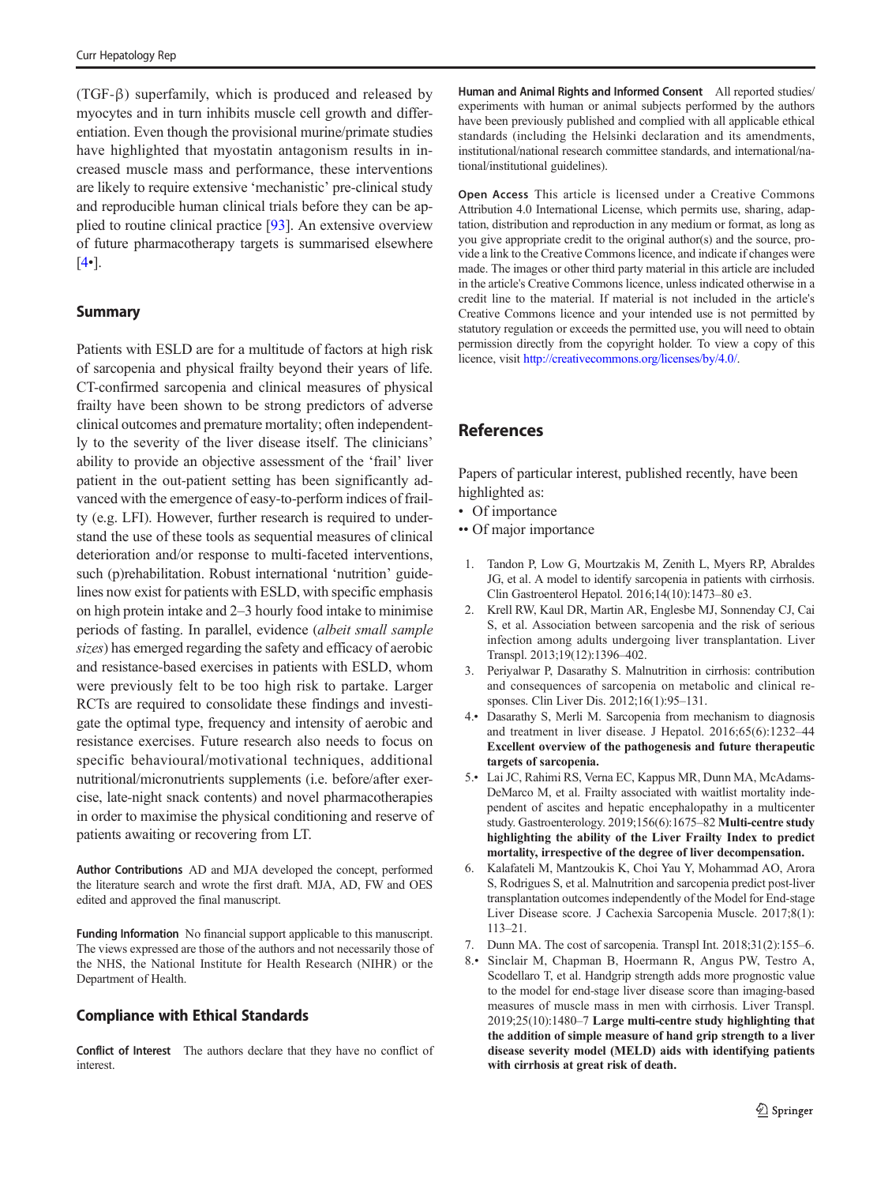(TGF-β) superfamily, which is produced and released by myocytes and in turn inhibits muscle cell growth and differentiation. Even though the provisional murine/primate studies have highlighted that myostatin antagonism results in increased muscle mass and performance, these interventions are likely to require extensive 'mechanistic' pre-clinical study and reproducible human clinical trials before they can be applied to routine clinical practice [93]. An extensive overview of future pharmacotherapy targets is summarised elsewhere [4•].

## Summary

Patients with ESLD are for a multitude of factors at high risk of sarcopenia and physical frailty beyond their years of life. CT-confirmed sarcopenia and clinical measures of physical frailty have been shown to be strong predictors of adverse clinical outcomes and premature mortality; often independently to the severity of the liver disease itself. The clinicians' ability to provide an objective assessment of the 'frail' liver patient in the out-patient setting has been significantly advanced with the emergence of easy-to-perform indices of frailty (e.g. LFI). However, further research is required to understand the use of these tools as sequential measures of clinical deterioration and/or response to multi-faceted interventions, such (p)rehabilitation. Robust international 'nutrition' guidelines now exist for patients with ESLD, with specific emphasis on high protein intake and 2–3 hourly food intake to minimise periods of fasting. In parallel, evidence (*albeit small sample sizes*) has emerged regarding the safety and efficacy of aerobic and resistance-based exercises in patients with ESLD, whom were previously felt to be too high risk to partake. Larger RCTs are required to consolidate these findings and investigate the optimal type, frequency and intensity of aerobic and resistance exercises. Future research also needs to focus on specific behavioural/motivational techniques, additional nutritional/micronutrients supplements (i.e. before/after exercise, late-night snack contents) and novel pharmacotherapies in order to maximise the physical conditioning and reserve of patients awaiting or recovering from LT.

**Author Contributions** AD and MJA developed the concept, performed the literature search and wrote the first draft. MJA, AD, FW and OES edited and approved the final manuscript.

**Funding Information** No financial support applicable to this manuscript. The views expressed are those of the authors and not necessarily those of the NHS, the National Institute for Health Research (NIHR) or the Department of Health.

## Compliance with Ethical Standards

**Conflict of Interest** The authors declare that they have no conflict of interest.

**Human and Animal Rights and Informed Consent** All reported studies/experiments with human or animal subjects performed by the authors have been previously published and complied with all applicable ethical standards (including the Helsinki declaration and its amendments, institutional/national research committee standards, and international/national/institutional guidelines).

**Open Access** This article is licensed under a Creative Commons Attribution 4.0 International License, which permits use, sharing, adaptation, distribution and reproduction in any medium or format, as long as you give appropriate credit to the original author(s) and the source, provide a link to the Creative Commons licence, and indicate if changes were made. The images or other third party material in this article are included in the article's Creative Commons licence, unless indicated otherwise in a credit line to the material. If material is not included in the article's Creative Commons licence and your intended use is not permitted by statutory regulation or exceeds the permitted use, you will need to obtain permission directly from the copyright holder. To view a copy of this licence, visit http://creativecommons.org/licenses/by/4.0/.

## References

Papers of particular interest, published recently, have been highlighted as:

- • Of importance
- •• Of major importance

1. Tandon P, Low G, Mourtzakis M, Zenith L, Myers RP, Abraldes JG, et al. A model to identify sarcopenia in patients with cirrhosis. Clin Gastroenterol Hepatol. 2016;14(10):1473–80 e3.
2. Krell RW, Kaul DR, Martin AR, Englesbe MJ, Sonnenday CJ, Cai S, et al. Association between sarcopenia and the risk of serious infection among adults undergoing liver transplantation. Liver Transpl. 2013;19(12):1396–402.
3. Periyalwar P, Dasarathy S. Malnutrition in cirrhosis: contribution and consequences of sarcopenia on metabolic and clinical responses. Clin Liver Dis. 2012;16(1):95–131.
4. • Dasarathy S, Merli M. Sarcopenia from mechanism to diagnosis and treatment in liver disease. J Hepatol. 2016;65(6):1232–44 **Excellent overview of the pathogenesis and future therapeutic targets of sarcopenia.**
5. • Lai JC, Rahimi RS, Verna EC, Kappus MR, Dunn MA, McAdams-DeMarco M, et al. Frailty associated with waitlist mortality independent of ascites and hepatic encephalopathy in a multicenter study. Gastroenterology. 2019;156(6):1675–82 **Multi-centre study highlighting the ability of the Liver Frailty Index to predict mortality, irrespective of the degree of liver decompensation.**
6. Kalafateli M, Mantzoukis K, Choi Yau Y, Mohammad AO, Arora S, Rodrigues S, et al. Malnutrition and sarcopenia predict post-liver transplantation outcomes independently of the Model for End-stage Liver Disease score. J Cachexia Sarcopenia Muscle. 2017;8(1):113–21.
7. Dunn MA. The cost of sarcopenia. Transpl Int. 2018;31(2):155–6.
8. • Sinclair M, Chapman B, Hoermann R, Angus PW, Testro A, Scodellaro T, et al. Handgrip strength adds more prognostic value to the model for end-stage liver disease score than imaging-based measures of muscle mass in men with cirrhosis. Liver Transpl. 2019;25(10):1480–7 **Large multi-centre study highlighting that the addition of simple measure of hand grip strength to a liver disease severity model (MELD) aids with identifying patients with cirrhosis at great risk of death.**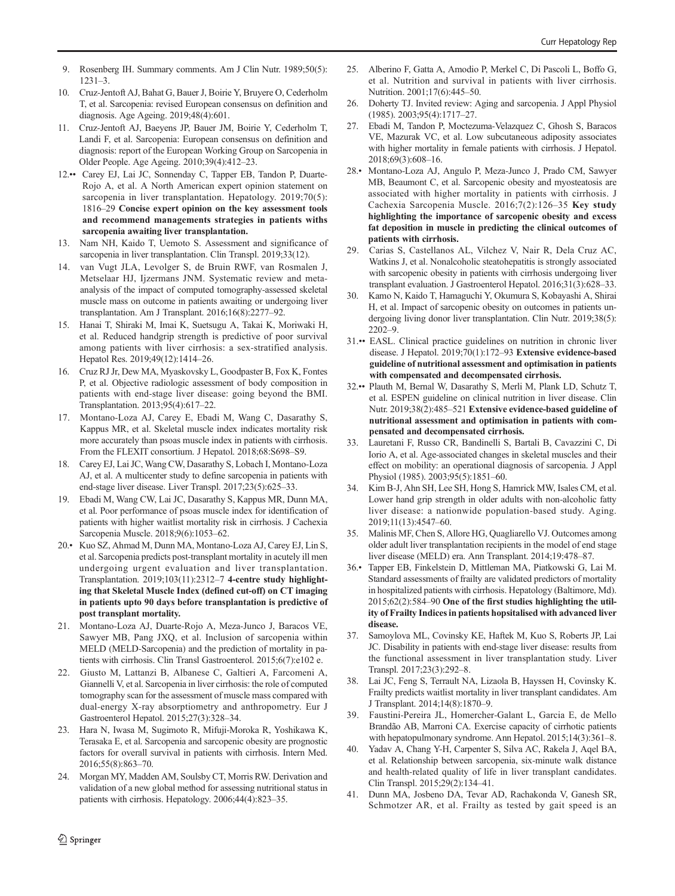9. Rosenberg IH. Summary comments. Am J Clin Nutr. 1989;50(5):1231–3.
10. Cruz-Jentoft AJ, Bahat G, Bauer J, Boirie Y, Bruyere O, Cederholm T, et al. Sarcopenia: revised European consensus on definition and diagnosis. Age Ageing. 2019;48(4):601.
11. Cruz-Jentoft AJ, Baeyens JP, Bauer JM, Boirie Y, Cederholm T, Landi F, et al. Sarcopenia: European consensus on definition and diagnosis: report of the European Working Group on Sarcopenia in Older People. Age Ageing. 2010;39(4):412–23.
12.•• Carey EJ, Lai JC, Sonnenday C, Tapper EB, Tandon P, Duarte-Rojo A, et al. A North American expert opinion statement on sarcopenia in liver transplantation. Hepatology. 2019;70(5):1816–29 **Concise expert opinion on the key assessment tools and recommend managements strategies in patients withs sarcopenia awaiting liver transplantation.**
13. Nam NH, Kaido T, Uemoto S. Assessment and significance of sarcopenia in liver transplantation. Clin Transpl. 2019;33(12).
14. van Vugt JLA, Levolger S, de Bruin RWF, van Rosmalen J, Metselaar HJ, Ijzermans JNM. Systematic review and meta-analysis of the impact of computed tomography-assessed skeletal muscle mass on outcome in patients awaiting or undergoing liver transplantation. Am J Transplant. 2016;16(8):2277–92.
15. Hanai T, Shiraki M, Imai K, Suetsugu A, Takai K, Moriwaki H, et al. Reduced handgrip strength is predictive of poor survival among patients with liver cirrhosis: a sex-stratified analysis. Hepatol Res. 2019;49(12):1414–26.
16. Cruz RJ Jr, Dew MA, Myaskovsky L, Goodpaster B, Fox K, Fontes P, et al. Objective radiologic assessment of body composition in patients with end-stage liver disease: going beyond the BMI. Transplantation. 2013;95(4):617–22.
17. Montano-Loza AJ, Carey E, Ebadi M, Wang C, Dasarathy S, Kappus MR, et al. Skeletal muscle index indicates mortality risk more accurately than psoas muscle index in patients with cirrhosis. From the FLEXIT consortium. J Hepatol. 2018;68:S698–S9.
18. Carey EJ, Lai JC, Wang CW, Dasarathy S, Lobach I, Montano-Loza AJ, et al. A multicenter study to define sarcopenia in patients with end-stage liver disease. Liver Transpl. 2017;23(5):625–33.
19. Ebadi M, Wang CW, Lai JC, Dasarathy S, Kappus MR, Dunn MA, et al. Poor performance of psoas muscle index for identification of patients with higher waitlist mortality risk in cirrhosis. J Cachexia Sarcopenia Muscle. 2018;9(6):1053–62.
20.• Kuo SZ, Ahmad M, Dunn MA, Montano-Loza AJ, Carey EJ, Lin S, et al. Sarcopenia predicts post-transplant mortality in acutely ill men undergoing urgent evaluation and liver transplantation. Transplantation. 2019;103(11):2312–7 **4-centre study highlighting that Skeletal Muscle Index (defined cut-off) on CT imaging in patients upto 90 days before transplantation is predictive of post transplant mortality.**
21. Montano-Loza AJ, Duarte-Rojo A, Meza-Junco J, Baracos VE, Sawyer MB, Pang JXQ, et al. Inclusion of sarcopenia within MELD (MELD-Sarcopenia) and the prediction of mortality in patients with cirrhosis. Clin Transl Gastroenterol. 2015;6(7):e102 e.
22. Giusto M, Lattanzi B, Albanese C, Galtieri A, Farcomeni A, Giannelli V, et al. Sarcopenia in liver cirrhosis: the role of computed tomography scan for the assessment of muscle mass compared with dual-energy X-ray absorptiometry and anthropometry. Eur J Gastroenterol Hepatol. 2015;27(3):328–34.
23. Hara N, Iwasa M, Sugimoto R, Mifuji-Moroka R, Yoshikawa K, Terasaka E, et al. Sarcopenia and sarcopenic obesity are prognostic factors for overall survival in patients with cirrhosis. Intern Med. 2016;55(8):863–70.
24. Morgan MY, Madden AM, Soulsby CT, Morris RW. Derivation and validation of a new global method for assessing nutritional status in patients with cirrhosis. Hepatology. 2006;44(4):823–35.
25. Alberino F, Gatta A, Amodio P, Merkel C, Di Pascoli L, Boffo G, et al. Nutrition and survival in patients with liver cirrhosis. Nutrition. 2001;17(6):445–50.
26. Doherty TJ. Invited review: Aging and sarcopenia. J Appl Physiol (1985). 2003;95(4):1717–27.
27. Ebadi M, Tandon P, Moctezuma-Velazquez C, Ghosh S, Baracos VE, Mazurak VC, et al. Low subcutaneous adiposity associates with higher mortality in female patients with cirrhosis. J Hepatol. 2018;69(3):608–16.
28.• Montano-Loza AJ, Angulo P, Meza-Junco J, Prado CM, Sawyer MB, Beaumont C, et al. Sarcopenic obesity and myosteatosis are associated with higher mortality in patients with cirrhosis. J Cachexia Sarcopenia Muscle. 2016;7(2):126–35 **Key study highlighting the importance of sarcopenic obesity and excess fat deposition in muscle in predicting the clinical outcomes of patients with cirrhosis.**
29. Carias S, Castellanos AL, Vilchez V, Nair R, Dela Cruz AC, Watkins J, et al. Nonalcoholic steatohepatitis is strongly associated with sarcopenic obesity in patients with cirrhosis undergoing liver transplant evaluation. J Gastroenterol Hepatol. 2016;31(3):628–33.
30. Kamo N, Kaido T, Hamaguchi Y, Okumura S, Kobayashi A, Shirai H, et al. Impact of sarcopenic obesity on outcomes in patients undergoing living donor liver transplantation. Clin Nutr. 2019;38(5):2202–9.
31.•• EASL. Clinical practice guidelines on nutrition in chronic liver disease. J Hepatol. 2019;70(1):172–93 **Extensive evidence-based guideline of nutritional assessment and optimisation in patients with compensated and decompensated cirrhosis.**
32.•• Plauth M, Bernal W, Dasarathy S, Merli M, Plank LD, Schutz T, et al. ESPEN guideline on clinical nutrition in liver disease. Clin Nutr. 2019;38(2):485–521 **Extensive evidence-based guideline of nutritional assessment and optimisation in patients with compensated and decompensated cirrhosis.**
33. Lauretani F, Russo CR, Bandinelli S, Bartali B, Cavazzini C, Di Iorio A, et al. Age-associated changes in skeletal muscles and their effect on mobility: an operational diagnosis of sarcopenia. J Appl Physiol (1985). 2003;95(5):1851–60.
34. Kim B-J, Ahn SH, Lee SH, Hong S, Hamrick MW, Isales CM, et al. Lower hand grip strength in older adults with non-alcoholic fatty liver disease: a nationwide population-based study. Aging. 2019;11(13):4547–60.
35. Malinis MF, Chen S, Allore HG, Quagliarello VJ. Outcomes among older adult liver transplantation recipients in the model of end stage liver disease (MELD) era. Ann Transplant. 2014;19:478–87.
36.• Tapper EB, Finkelstein D, Mittleman MA, Piatkowski G, Lai M. Standard assessments of frailty are validated predictors of mortality in hospitalized patients with cirrhosis. Hepatology (Baltimore, Md). 2015;62(2):584–90 **One of the first studies highlighting the utility of Frailty Indices in patients hopsitalised with advanced liver disease.**
37. Samoylova ML, Covinsky KE, Haftek M, Kuo S, Roberts JP, Lai JC. Disability in patients with end-stage liver disease: results from the functional assessment in liver transplantation study. Liver Transpl. 2017;23(3):292–8.
38. Lai JC, Feng S, Terrault NA, Lizaola B, Hayssen H, Covinsky K. Frailty predicts waitlist mortality in liver transplant candidates. Am J Transplant. 2014;14(8):1870–9.
39. Faustini-Pereira JL, Homercher-Galant L, Garcia E, de Mello Brandão AB, Marroni CA. Exercise capacity of cirrhotic patients with hepatopulmonary syndrome. Ann Hepatol. 2015;14(3):361–8.
40. Yadav A, Chang Y-H, Carpenter S, Silva AC, Rakela J, Aqel BA, et al. Relationship between sarcopenia, six-minute walk distance and health-related quality of life in liver transplant candidates. Clin Transpl. 2015;29(2):134–41.
41. Dunn MA, Josbeno DA, Tevar AD, Rachakonda V, Ganesh SR, Schmotzer AR, et al. Frailty as tested by gait speed is an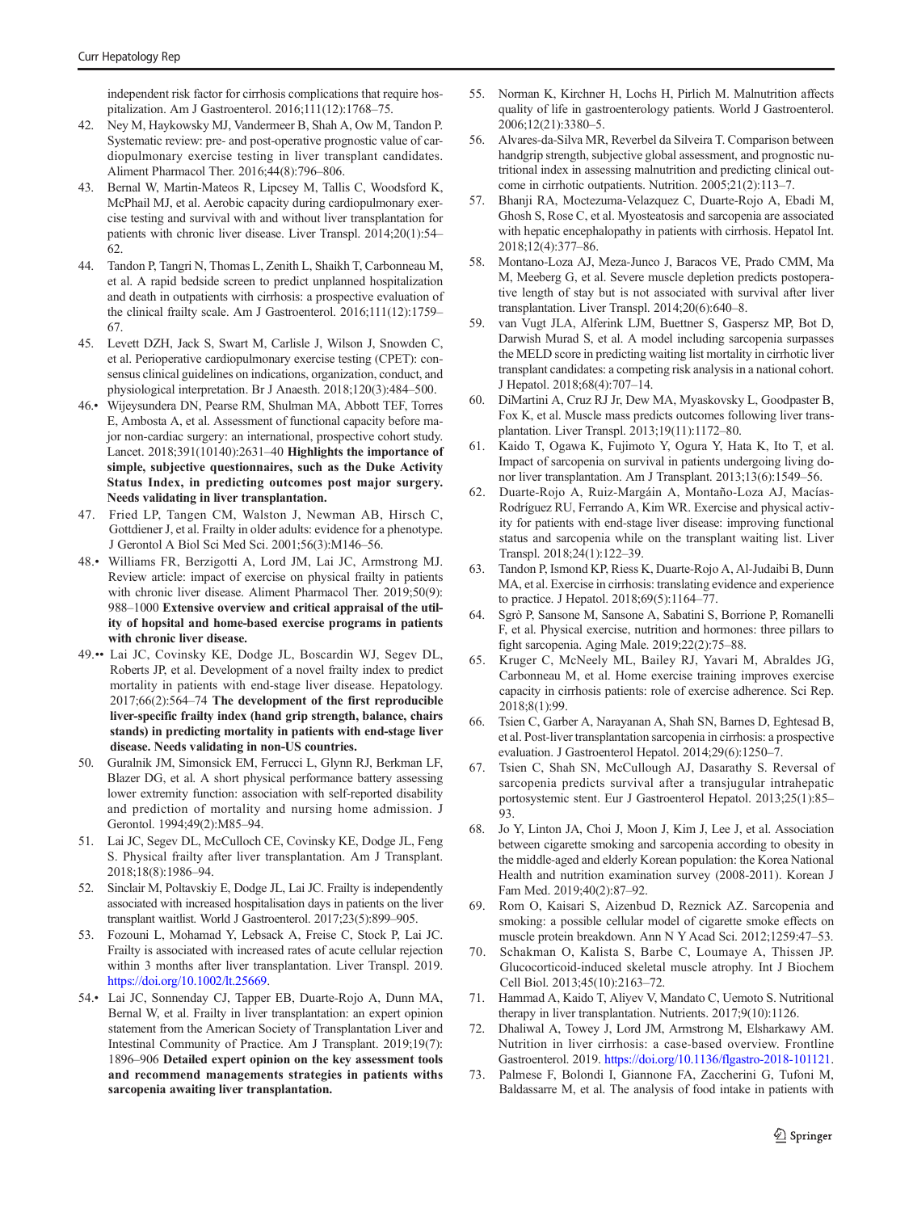independent risk factor for cirrhosis complications that require hospitalization. Am J Gastroenterol. 2016;111(12):1768–75.

42. Ney M, Haykowsky MJ, Vandermeer B, Shah A, Ow M, Tandon P. Systematic review: pre- and post-operative prognostic value of cardiopulmonary exercise testing in liver transplant candidates. Aliment Pharmacol Ther. 2016;44(8):796–806.
43. Bernal W, Martin-Mateos R, Lipcsey M, Tallis C, Woodsford K, McPhail MJ, et al. Aerobic capacity during cardiopulmonary exercise testing and survival with and without liver transplantation for patients with chronic liver disease. Liver Transpl. 2014;20(1):54–62.
44. Tandon P, Tangri N, Thomas L, Zenith L, Shaikh T, Carbonneau M, et al. A rapid bedside screen to predict unplanned hospitalization and death in outpatients with cirrhosis: a prospective evaluation of the clinical frailty scale. Am J Gastroenterol. 2016;111(12):1759–67.
45. Levett DZH, Jack S, Swart M, Carlisle J, Wilson J, Snowden C, et al. Perioperative cardiopulmonary exercise testing (CPET): consensus clinical guidelines on indications, organization, conduct, and physiological interpretation. Br J Anaesth. 2018;120(3):484–500.
46.• Wijeysundera DN, Pearse RM, Shulman MA, Abbott TEF, Torres E, Ambosta A, et al. Assessment of functional capacity before major non-cardiac surgery: an international, prospective cohort study. Lancet. 2018;391(10140):2631–40 **Highlights the importance of simple, subjective questionnaires, such as the Duke Activity Status Index, in predicting outcomes post major surgery. Needs validating in liver transplantation.**
47. Fried LP, Tangen CM, Walston J, Newman AB, Hirsch C, Gottdiener J, et al. Frailty in older adults: evidence for a phenotype. J Gerontol A Biol Sci Med Sci. 2001;56(3):M146–56.
48.• Williams FR, Berzigotti A, Lord JM, Lai JC, Armstrong MJ. Review article: impact of exercise on physical frailty in patients with chronic liver disease. Aliment Pharmacol Ther. 2019;50(9):988–1000 **Extensive overview and critical appraisal of the utility of hospital and home-based exercise programs in patients with chronic liver disease.**
49.•• Lai JC, Covinsky KE, Dodge JL, Boscardin WJ, Segev DL, Roberts JP, et al. Development of a novel frailty index to predict mortality in patients with end-stage liver disease. Hepatology. 2017;66(2):564–74 **The development of the first reproducible liver-specific frailty index (hand grip strength, balance, chairs stands) in predicting mortality in patients with end-stage liver disease. Needs validating in non-US countries.**
50. Guralnik JM, Simonsick EM, Ferrucci L, Glynn RJ, Berkman LF, Blazer DG, et al. A short physical performance battery assessing lower extremity function: association with self-reported disability and prediction of mortality and nursing home admission. J Gerontol. 1994;49(2):M85–94.
51. Lai JC, Segev DL, McCulloch CE, Covinsky KE, Dodge JL, Feng S. Physical frailty after liver transplantation. Am J Transplant. 2018;18(8):1986–94.
52. Sinclair M, Poltavskiy E, Dodge JL, Lai JC. Frailty is independently associated with increased hospitalisation days in patients on the liver transplant waitlist. World J Gastroenterol. 2017;23(5):899–905.
53. Fozouni L, Mohamad Y, Lebsack A, Freise C, Stock P, Lai JC. Frailty is associated with increased rates of acute cellular rejection within 3 months after liver transplantation. Liver Transpl. 2019. https://doi.org/10.1002/lt.25669.
54.• Lai JC, Sonnenday CJ, Tapper EB, Duarte-Rojo A, Dunn MA, Bernal W, et al. Frailty in liver transplantation: an expert opinion statement from the American Society of Transplantation Liver and Intestinal Community of Practice. Am J Transplant. 2019;19(7):1896–906 **Detailed expert opinion on the key assessment tools and recommend managements strategies in patients withs sarcopenia awaiting liver transplantation.**
55. Norman K, Kirchner H, Lochs H, Pirlich M. Malnutrition affects quality of life in gastroenterology patients. World J Gastroenterol. 2006;12(21):3380–5.
56. Alvares-da-Silva MR, Reverbel da Silveira T. Comparison between handgrip strength, subjective global assessment, and prognostic nutritional index in assessing malnutrition and predicting clinical outcome in cirrhotic outpatients. Nutrition. 2005;21(2):113–7.
57. Bhanji RA, Moctezuma-Velazquez C, Duarte-Rojo A, Ebadi M, Ghosh S, Rose C, et al. Myosteatosis and sarcopenia are associated with hepatic encephalopathy in patients with cirrhosis. Hepatol Int. 2018;12(4):377–86.
58. Montano-Loza AJ, Meza-Junco J, Baracos VE, Prado CMM, Ma M, Meeberg G, et al. Severe muscle depletion predicts postoperative length of stay but is not associated with survival after liver transplantation. Liver Transpl. 2014;20(6):640–8.
59. van Vugt JLA, Alferink LJM, Buettner S, Gaspersz MP, Bot D, Darwish Murad S, et al. A model including sarcopenia surpasses the MELD score in predicting waiting list mortality in cirrhotic liver transplant candidates: a competing risk analysis in a national cohort. J Hepatol. 2018;68(4):707–14.
60. DiMartini A, Cruz RJ Jr, Dew MA, Myaskovsky L, Goodpaster B, Fox K, et al. Muscle mass predicts outcomes following liver transplantation. Liver Transpl. 2013;19(11):1172–80.
61. Kaido T, Ogawa K, Fujimoto Y, Ogura Y, Hata K, Ito T, et al. Impact of sarcopenia on survival in patients undergoing living donor liver transplantation. Am J Transplant. 2013;13(6):1549–56.
62. Duarte-Rojo A, Ruiz-Margáin A, Montaño-Loza AJ, Macías-Rodríguez RU, Ferrando A, Kim WR. Exercise and physical activity for patients with end-stage liver disease: improving functional status and sarcopenia while on the transplant waiting list. Liver Transpl. 2018;24(1):122–39.
63. Tandon P, Ismond KP, Riess K, Duarte-Rojo A, Al-Judaibi B, Dunn MA, et al. Exercise in cirrhosis: translating evidence and experience to practice. J Hepatol. 2018;69(5):1164–77.
64. Sgrò P, Sansone M, Sansone A, Sabatini S, Borrione P, Romanelli F, et al. Physical exercise, nutrition and hormones: three pillars to fight sarcopenia. Aging Male. 2019;22(2):75–88.
65. Kruger C, McNeely ML, Bailey RJ, Yavari M, Abraldes JG, Carbonneau M, et al. Home exercise training improves exercise capacity in cirrhosis patients: role of exercise adherence. Sci Rep. 2018;8(1):99.
66. Tsien C, Garber A, Narayanan A, Shah SN, Barnes D, Eghtesad B, et al. Post-liver transplantation sarcopenia in cirrhosis: a prospective evaluation. J Gastroenterol Hepatol. 2014;29(6):1250–7.
67. Tsien C, Shah SN, McCullough AJ, Dasarathy S. Reversal of sarcopenia predicts survival after a transjugular intrahepatic portosystemic stent. Eur J Gastroenterol Hepatol. 2013;25(1):85–93.
68. Jo Y, Linton JA, Choi J, Moon J, Kim J, Lee J, et al. Association between cigarette smoking and sarcopenia according to obesity in the middle-aged and elderly Korean population: the Korea National Health and nutrition examination survey (2008-2011). Korean J Fam Med. 2019;40(2):87–92.
69. Rom O, Kaisari S, Aizenbud D, Reznick AZ. Sarcopenia and smoking: a possible cellular model of cigarette smoke effects on muscle protein breakdown. Ann N Y Acad Sci. 2012;1259:47–53.
70. Schakman O, Kalista S, Barbe C, Loumaye A, Thissen JP. Glucocorticoid-induced skeletal muscle atrophy. Int J Biochem Cell Biol. 2013;45(10):2163–72.
71. Hammad A, Kaido T, Aliyev V, Mandato C, Uemoto S. Nutritional therapy in liver transplantation. Nutrients. 2017;9(10):1126.
72. Dhaliwal A, Towey J, Lord JM, Armstrong M, Elsharkawy AM. Nutrition in liver cirrhosis: a case-based overview. Frontline Gastroenterol. 2019. https://doi.org/10.1136/flgastro-2018-101121.
73. Palmese F, Bolondi I, Giannone FA, Zaccherini G, Tufoni M, Baldassarre M, et al. The analysis of food intake in patients with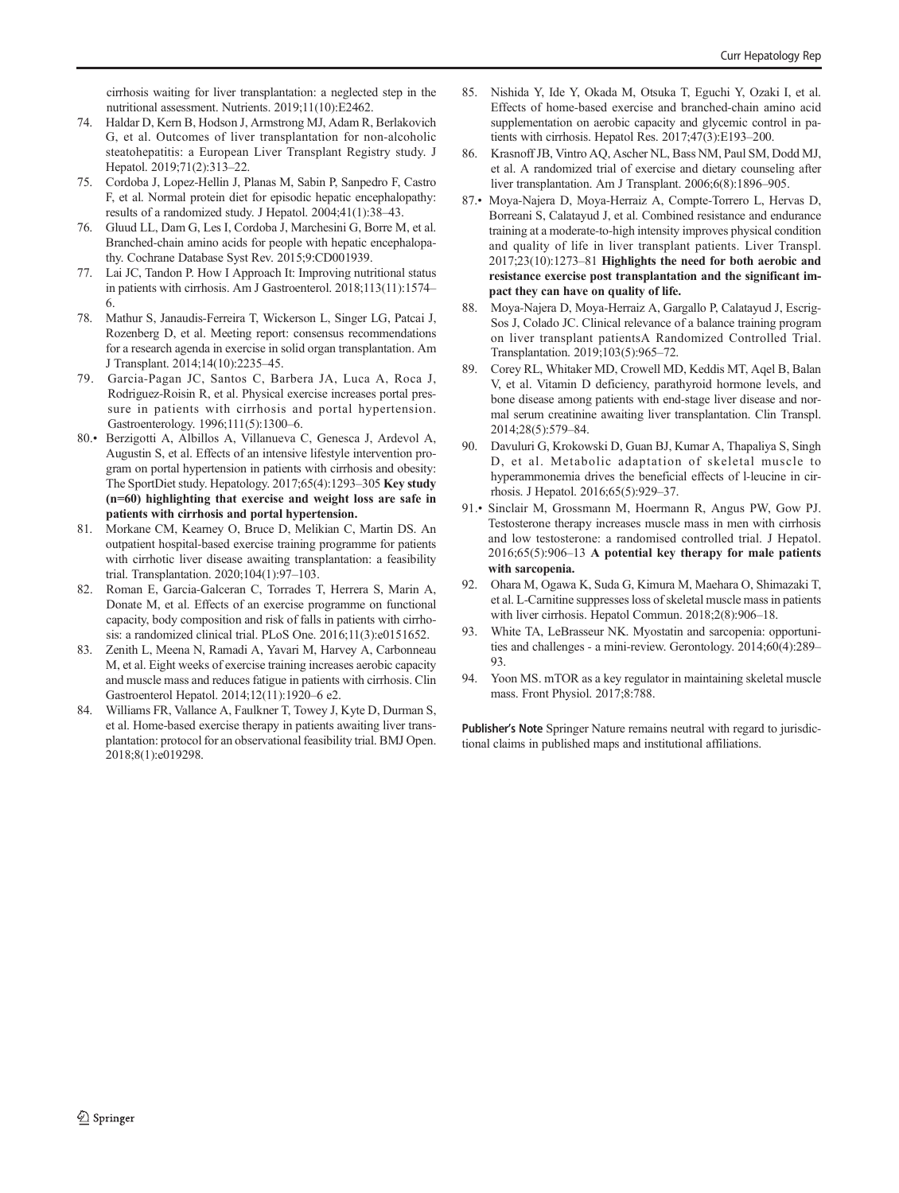cirrhosis waiting for liver transplantation: a neglected step in the nutritional assessment. Nutrients. 2019;11(10):E2462.

74. Haldar D, Kern B, Hodson J, Armstrong MJ, Adam R, Berlakovich G, et al. Outcomes of liver transplantation for non-alcoholic steatohepatitis: a European Liver Transplant Registry study. J Hepatol. 2019;71(2):313–22.
75. Cordoba J, Lopez-Hellin J, Planas M, Sabin P, Sanpedro F, Castro F, et al. Normal protein diet for episodic hepatic encephalopathy: results of a randomized study. J Hepatol. 2004;41(1):38–43.
76. Gluud LL, Dam G, Les I, Cordoba J, Marchesini G, Borre M, et al. Branched-chain amino acids for people with hepatic encephalopathy. Cochrane Database Syst Rev. 2015;9:CD001939.
77. Lai JC, Tandon P. How I Approach It: Improving nutritional status in patients with cirrhosis. Am J Gastroenterol. 2018;113(11):1574–6.
78. Mathur S, Janaudis-Ferreira T, Wickerson L, Singer LG, Patcai J, Rozenberg D, et al. Meeting report: consensus recommendations for a research agenda in exercise in solid organ transplantation. Am J Transplant. 2014;14(10):2235–45.
79. Garcia-Pagan JC, Santos C, Barbera JA, Luca A, Roca J, Rodriguez-Roisin R, et al. Physical exercise increases portal pressure in patients with cirrhosis and portal hypertension. Gastroenterology. 1996;111(5):1300–6.
80.• Berzigotti A, Albillos A, Villanueva C, Genesca J, Ardevol A, Augustin S, et al. Effects of an intensive lifestyle intervention program on portal hypertension in patients with cirrhosis and obesity: The SportDiet study. Hepatology. 2017;65(4):1293–305 **Key study (n=60) highlighting that exercise and weight loss are safe in patients with cirrhosis and portal hypertension.**
81. Morkane CM, Kearney O, Bruce D, Melikian C, Martin DS. An outpatient hospital-based exercise training programme for patients with cirrhotic liver disease awaiting transplantation: a feasibility trial. Transplantation. 2020;104(1):97–103.
82. Roman E, Garcia-Galceran C, Torrades T, Herrera S, Marin A, Donate M, et al. Effects of an exercise programme on functional capacity, body composition and risk of falls in patients with cirrhosis: a randomized clinical trial. PLoS One. 2016;11(3):e0151652.
83. Zenith L, Meena N, Ramadi A, Yavari M, Harvey A, Carbonneau M, et al. Eight weeks of exercise training increases aerobic capacity and muscle mass and reduces fatigue in patients with cirrhosis. Clin Gastroenterol Hepatol. 2014;12(11):1920–6 e2.
84. Williams FR, Vallance A, Faulkner T, Towey J, Kyte D, Durman S, et al. Home-based exercise therapy in patients awaiting liver transplantation: protocol for an observational feasibility trial. BMJ Open. 2018;8(1):e019298.
85. Nishida Y, Ide Y, Okada M, Otsuka T, Eguchi Y, Ozaki I, et al. Effects of home-based exercise and branched-chain amino acid supplementation on aerobic capacity and glycemic control in patients with cirrhosis. Hepatol Res. 2017;47(3):E193–200.
86. Krasnoff JB, Vintro AQ, Ascher NL, Bass NM, Paul SM, Dodd MJ, et al. A randomized trial of exercise and dietary counseling after liver transplantation. Am J Transplant. 2006;6(8):1896–905.
87.• Moya-Najera D, Moya-Herraiz A, Compte-Torrero L, Hervas D, Borreani S, Calatayud J, et al. Combined resistance and endurance training at a moderate-to-high intensity improves physical condition and quality of life in liver transplant patients. Liver Transpl. 2017;23(10):1273–81 **Highlights the need for both aerobic and resistance exercise post transplantation and the significant impact they can have on quality of life.**
88. Moya-Najera D, Moya-Herraiz A, Gargallo P, Calatayud J, Escrig-Sos J, Colado JC. Clinical relevance of a balance training program on liver transplant patientsA Randomized Controlled Trial. Transplantation. 2019;103(5):965–72.
89. Corey RL, Whitaker MD, Crowell MD, Keddis MT, Aqel B, Balan V, et al. Vitamin D deficiency, parathyroid hormone levels, and bone disease among patients with end-stage liver disease and normal serum creatinine awaiting liver transplantation. Clin Transpl. 2014;28(5):579–84.
90. Davuluri G, Krokowski D, Guan BJ, Kumar A, Thapaliya S, Singh D, et al. Metabolic adaptation of skeletal muscle to hyperammonemia drives the beneficial effects of l-leucine in cirrhosis. J Hepatol. 2016;65(5):929–37.
91.• Sinclair M, Grossmann M, Hoermann R, Angus PW, Gow PJ. Testosterone therapy increases muscle mass in men with cirrhosis and low testosterone: a randomised controlled trial. J Hepatol. 2016;65(5):906–13 **A potential key therapy for male patients with sarcopenia.**
92. Ohara M, Ogawa K, Suda G, Kimura M, Maehara O, Shimazaki T, et al. L-Carnitine suppresses loss of skeletal muscle mass in patients with liver cirrhosis. Hepatol Commun. 2018;2(8):906–18.
93. White TA, LeBrasseur NK. Myostatin and sarcopenia: opportunities and challenges - a mini-review. Gerontology. 2014;60(4):289–93.
94. Yoon MS. mTOR as a key regulator in maintaining skeletal muscle mass. Front Physiol. 2017;8:788.

**Publisher's Note** Springer Nature remains neutral with regard to jurisdictional claims in published maps and institutional affiliations.